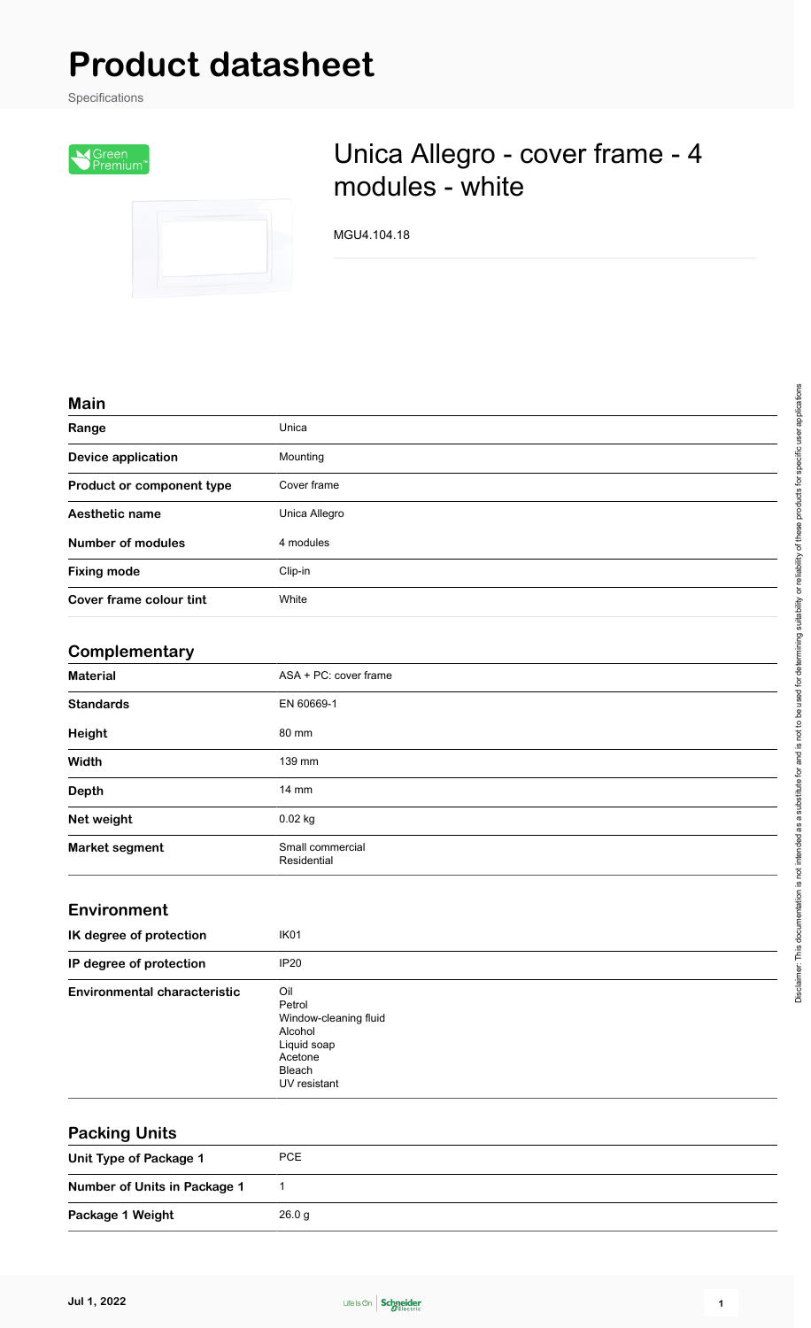# Product datasheet

Specifications

# Unica Allegro - cover frame - 4 modules - white

MGU4.104.18

## Main

| | |
|---|---|
| **Range** | Unica |
| **Device application** | Mounting |
| **Product or component type** | Cover frame |
| **Aesthetic name** | Unica Allegro |
| **Number of modules** | 4 modules |
| **Fixing mode** | Clip-in |
| **Cover frame colour tint** | White |

## Complementary

| | |
|---|---|
| **Material** | ASA + PC: cover frame |
| **Standards** | EN 60669-1 |
| **Height** | 80 mm |
| **Width** | 139 mm |
| **Depth** | 14 mm |
| **Net weight** | 0.02 kg |
| **Market segment** | Small commercial<br>Residential |

## Environment

| | |
|---|---|
| **IK degree of protection** | IK01 |
| **IP degree of protection** | IP20 |
| **Environmental characteristic** | Oil<br>Petrol<br>Window-cleaning fluid<br>Alcohol<br>Liquid soap<br>Acetone<br>Bleach<br>UV resistant |

## Packing Units

| | |
|---|---|
| **Unit Type of Package 1** | PCE |
| **Number of Units in Package 1** | 1 |
| **Package 1 Weight** | 26.0 g |

Disclaimer: This documentation is not intended as a substitute for and is not to be used for determining suitability or reliability of these products for specific user applications

Jul 1, 2022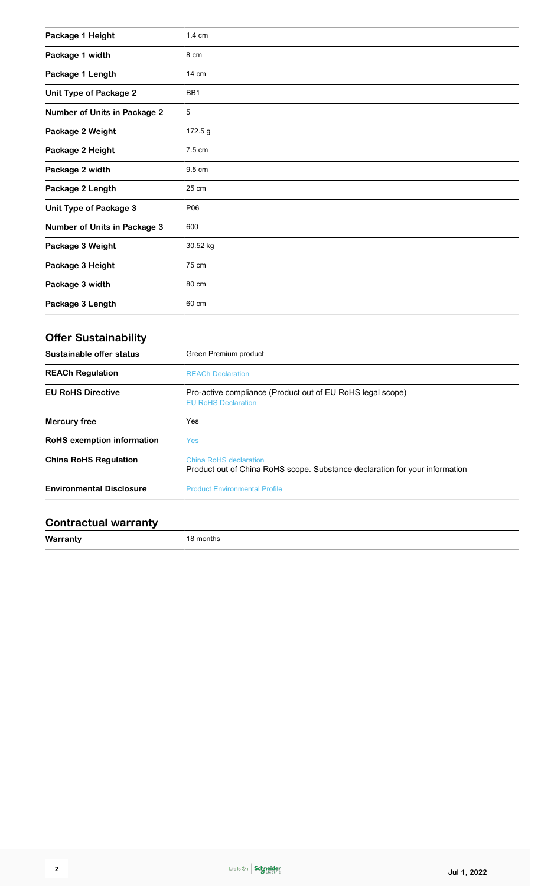| | |
|---|---|
| **Package 1 Height** | 1.4 cm |
| **Package 1 width** | 8 cm |
| **Package 1 Length** | 14 cm |
| **Unit Type of Package 2** | BB1 |
| **Number of Units in Package 2** | 5 |
| **Package 2 Weight** | 172.5 g |
| **Package 2 Height** | 7.5 cm |
| **Package 2 width** | 9.5 cm |
| **Package 2 Length** | 25 cm |
| **Unit Type of Package 3** | P06 |
| **Number of Units in Package 3** | 600 |
| **Package 3 Weight** | 30.52 kg |
| **Package 3 Height** | 75 cm |
| **Package 3 width** | 80 cm |
| **Package 3 Length** | 60 cm |

## Offer Sustainability

| | |
|---|---|
| **Sustainable offer status** | Green Premium product |
| **REACh Regulation** | REACh Declaration |
| **EU RoHS Directive** | Pro-active compliance (Product out of EU RoHS legal scope)<br>EU RoHS Declaration |
| **Mercury free** | Yes |
| **RoHS exemption information** | Yes |
| **China RoHS Regulation** | China RoHS declaration<br>Product out of China RoHS scope. Substance declaration for your information |
| **Environmental Disclosure** | Product Environmental Profile |

## Contractual warranty

| | |
|---|---|
| **Warranty** | 18 months |